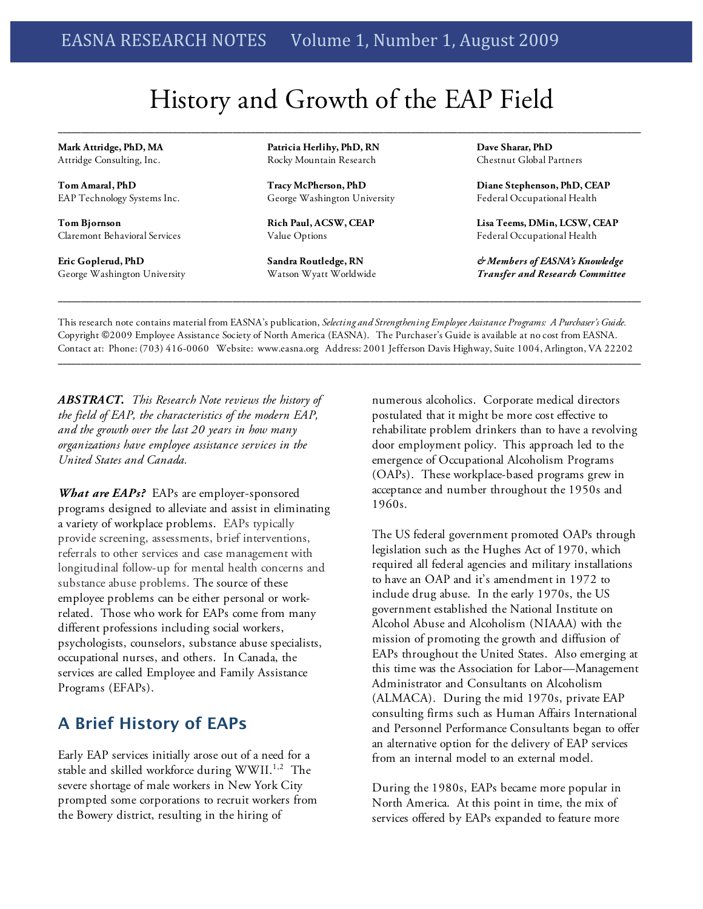# History and Growth of the EAP Field

**Mark Attridge, PhD, MA**
Attridge Consulting, Inc.

**Tom Amaral, PhD**
EAP Technology Systems Inc.

**Tom Bjornson**
Claremont Behavioral Services

**Eric Goplerud, PhD**
George Washington University

**Patricia Herlihy, PhD, RN**
Rocky Mountain Research

**Tracy McPherson, PhD**
George Washington University

**Rich Paul, ACSW, CEAP**
Value Options

**Sandra Routledge, RN**
Watson Wyatt Worldwide

**Dave Sharar, PhD**
Chestnut Global Partners

**Diane Stephenson, PhD, CEAP**
Federal Occupational Health

**Lisa Teems, DMin, LCSW, CEAP**
Federal Occupational Health

***& Members of EASNA's Knowledge Transfer and Research Committee***

This research note contains material from EASNA's publication, *Selecting and Strengthening Employee Assistance Programs: A Purchaser's Guide.* Copyright ©2009 Employee Assistance Society of North America (EASNA). The Purchaser's Guide is available at no cost from EASNA. Contact at: Phone: (703) 416-0060 Website: www.easna.org Address: 2001 Jefferson Davis Highway, Suite 1004, Arlington, VA 22202

***ABSTRACT.*** *This Research Note reviews the history of the field of EAP, the characteristics of the modern EAP, and the growth over the last 20 years in how many organizations have employee assistance services in the United States and Canada.*

***What are EAPs?*** EAPs are employer-sponsored programs designed to alleviate and assist in eliminating a variety of workplace problems. EAPs typically provide screening, assessments, brief interventions, referrals to other services and case management with longitudinal follow-up for mental health concerns and substance abuse problems. The source of these employee problems can be either personal or work-related. Those who work for EAPs come from many different professions including social workers, psychologists, counselors, substance abuse specialists, occupational nurses, and others. In Canada, the services are called Employee and Family Assistance Programs (EFAPs).

## A Brief History of EAPs

Early EAP services initially arose out of a need for a stable and skilled workforce during WWII.[1,2] The severe shortage of male workers in New York City prompted some corporations to recruit workers from the Bowery district, resulting in the hiring of numerous alcoholics. Corporate medical directors postulated that it might be more cost effective to rehabilitate problem drinkers than to have a revolving door employment policy. This approach led to the emergence of Occupational Alcoholism Programs (OAPs). These workplace-based programs grew in acceptance and number throughout the 1950s and 1960s.

The US federal government promoted OAPs through legislation such as the Hughes Act of 1970, which required all federal agencies and military installations to have an OAP and it's amendment in 1972 to include drug abuse. In the early 1970s, the US government established the National Institute on Alcohol Abuse and Alcoholism (NIAAA) with the mission of promoting the growth and diffusion of EAPs throughout the United States. Also emerging at this time was the Association for Labor—Management Administrator and Consultants on Alcoholism (ALMACA). During the mid 1970s, private EAP consulting firms such as Human Affairs International and Personnel Performance Consultants began to offer an alternative option for the delivery of EAP services from an internal model to an external model.

During the 1980s, EAPs became more popular in North America. At this point in time, the mix of services offered by EAPs expanded to feature more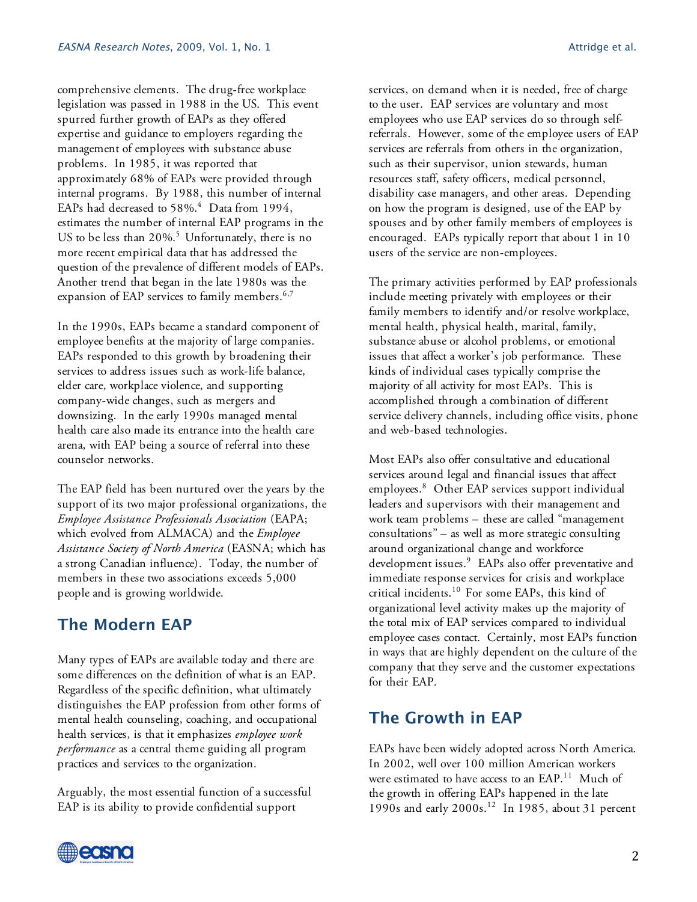comprehensive elements. The drug-free workplace legislation was passed in 1988 in the US. This event spurred further growth of EAPs as they offered expertise and guidance to employers regarding the management of employees with substance abuse problems. In 1985, it was reported that approximately 68% of EAPs were provided through internal programs. By 1988, this number of internal EAPs had decreased to 58%.[4] Data from 1994, estimates the number of internal EAP programs in the US to be less than 20%.[5] Unfortunately, there is no more recent empirical data that has addressed the question of the prevalence of different models of EAPs. Another trend that began in the late 1980s was the expansion of EAP services to family members.[6,7]

In the 1990s, EAPs became a standard component of employee benefits at the majority of large companies. EAPs responded to this growth by broadening their services to address issues such as work-life balance, elder care, workplace violence, and supporting company-wide changes, such as mergers and downsizing. In the early 1990s managed mental health care also made its entrance into the health care arena, with EAP being a source of referral into these counselor networks.

The EAP field has been nurtured over the years by the support of its two major professional organizations, the *Employee Assistance Professionals Association* (EAPA; which evolved from ALMACA) and the *Employee Assistance Society of North America* (EASNA; which has a strong Canadian influence). Today, the number of members in these two associations exceeds 5,000 people and is growing worldwide.

## The Modern EAP

Many types of EAPs are available today and there are some differences on the definition of what is an EAP. Regardless of the specific definition, what ultimately distinguishes the EAP profession from other forms of mental health counseling, coaching, and occupational health services, is that it emphasizes *employee work performance* as a central theme guiding all program practices and services to the organization.

Arguably, the most essential function of a successful EAP is its ability to provide confidential support services, on demand when it is needed, free of charge to the user. EAP services are voluntary and most employees who use EAP services do so through self-referrals. However, some of the employee users of EAP services are referrals from others in the organization, such as their supervisor, union stewards, human resources staff, safety officers, medical personnel, disability case managers, and other areas. Depending on how the program is designed, use of the EAP by spouses and by other family members of employees is encouraged. EAPs typically report that about 1 in 10 users of the service are non-employees.

The primary activities performed by EAP professionals include meeting privately with employees or their family members to identify and/or resolve workplace, mental health, physical health, marital, family, substance abuse or alcohol problems, or emotional issues that affect a worker's job performance. These kinds of individual cases typically comprise the majority of all activity for most EAPs. This is accomplished through a combination of different service delivery channels, including office visits, phone and web-based technologies.

Most EAPs also offer consultative and educational services around legal and financial issues that affect employees.[8] Other EAP services support individual leaders and supervisors with their management and work team problems – these are called "management consultations" – as well as more strategic consulting around organizational change and workforce development issues.[9] EAPs also offer preventative and immediate response services for crisis and workplace critical incidents.[10] For some EAPs, this kind of organizational level activity makes up the majority of the total mix of EAP services compared to individual employee cases contact. Certainly, most EAPs function in ways that are highly dependent on the culture of the company that they serve and the customer expectations for their EAP.

## The Growth in EAP

EAPs have been widely adopted across North America. In 2002, well over 100 million American workers were estimated to have access to an EAP.[11] Much of the growth in offering EAPs happened in the late 1990s and early 2000s.[12] In 1985, about 31 percent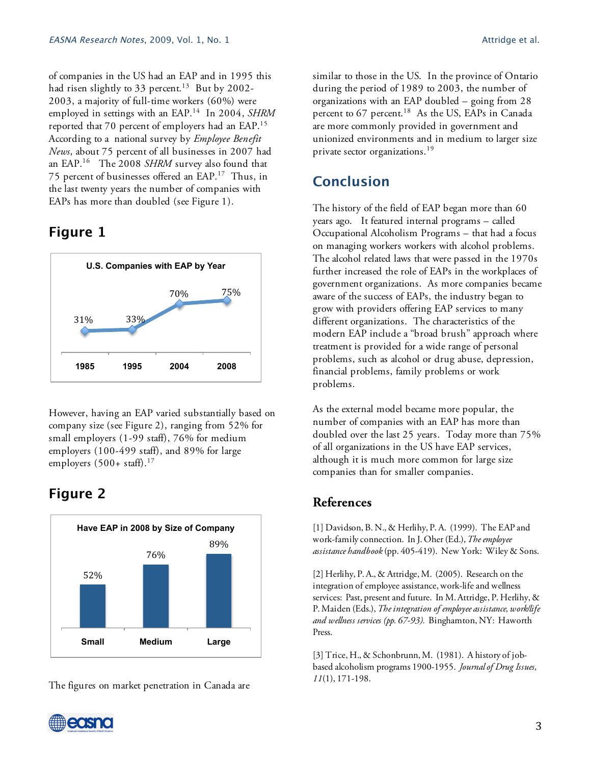of companies in the US had an EAP and in 1995 this had risen slightly to 33 percent.[13] But by 2002-2003, a majority of full-time workers (60%) were employed in settings with an EAP.[14] In 2004, *SHRM* reported that 70 percent of employers had an EAP.[15] According to a national survey by *Employee Benefit News*, about 75 percent of all businesses in 2007 had an EAP.[16] The 2008 *SHRM* survey also found that 75 percent of businesses offered an EAP.[17] Thus, in the last twenty years the number of companies with EAPs has more than doubled (see Figure 1).

## Figure 1

**U.S. Companies with EAP by Year**

| 1985 | 1995 | 2004 | 2008 |
|---|---|---|---|
| 31% | 33% | 70% | 75% |

However, having an EAP varied substantially based on company size (see Figure 2), ranging from 52% for small employers (1-99 staff), 76% for medium employers (100-499 staff), and 89% for large employers (500+ staff).[17]

## Figure 2

**Have EAP in 2008 by Size of Company**

| Small | Medium | Large |
|---|---|---|
| 52% | 76% | 89% |

The figures on market penetration in Canada are similar to those in the US. In the province of Ontario during the period of 1989 to 2003, the number of organizations with an EAP doubled – going from 28 percent to 67 percent.[18] As the US, EAPs in Canada are more commonly provided in government and unionized environments and in medium to larger size private sector organizations.[19]

## Conclusion

The history of the field of EAP began more than 60 years ago. It featured internal programs – called Occupational Alcoholism Programs – that had a focus on managing workers workers with alcohol problems. The alcohol related laws that were passed in the 1970s further increased the role of EAPs in the workplaces of government organizations. As more companies became aware of the success of EAPs, the industry began to grow with providers offering EAP services to many different organizations. The characteristics of the modern EAP include a "broad brush" approach where treatment is provided for a wide range of personal problems, such as alcohol or drug abuse, depression, financial problems, family problems or work problems.

As the external model became more popular, the number of companies with an EAP has more than doubled over the last 25 years. Today more than 75% of all organizations in the US have EAP services, although it is much more common for large size companies than for smaller companies.

## References

[1] Davidson, B. N., & Herlihy, P. A. (1999). The EAP and work-family connection. In J. Oher (Ed.), *The employee assistance handbook* (pp. 405-419). New York: Wiley & Sons.

[2] Herlihy, P. A., & Attridge, M. (2005). Research on the integration of employee assistance, work-life and wellness services: Past, present and future. In M. Attridge, P. Herlihy, & P. Maiden (Eds.), *The integration of employee assistance, work/life and wellness services (pp. 67-93).* Binghamton, NY: Haworth Press.

[3] Trice, H., & Schonbrunn, M. (1981). A history of job-based alcoholism programs 1900-1955. *Journal of Drug Issues, 11*(1), 171-198.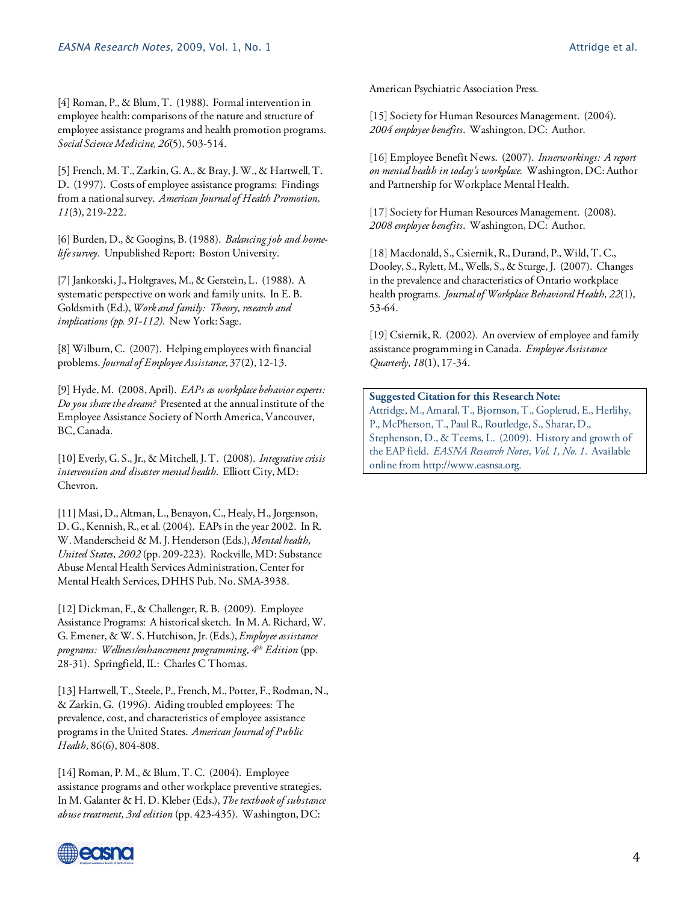[4] Roman, P., & Blum, T. (1988). Formal intervention in employee health: comparisons of the nature and structure of employee assistance programs and health promotion programs. *Social Science Medicine, 26*(5), 503-514.

[5] French, M. T., Zarkin, G. A., & Bray, J. W., & Hartwell, T. D. (1997). Costs of employee assistance programs: Findings from a national survey. *American Journal of Health Promotion, 11*(3), 219-222.

[6] Burden, D., & Googins, B. (1988). *Balancing job and home-life survey*. Unpublished Report: Boston University.

[7] Jankorski, J., Holtgraves, M., & Gerstein, L. (1988). A systematic perspective on work and family units. In E. B. Goldsmith (Ed.), *Work and family: Theory, research and implications (pp. 91-112)*. New York: Sage.

[8] Wilburn, C. (2007). Helping employees with financial problems. *Journal of Employee Assistance*, 37(2), 12-13.

[9] Hyde, M. (2008, April). *EAPs as workplace behavior experts: Do you share the dream?* Presented at the annual institute of the Employee Assistance Society of North America, Vancouver, BC, Canada.

[10] Everly, G. S., Jr., & Mitchell, J. T. (2008). *Integrative crisis intervention and disaster mental health*. Elliott City, MD: Chevron.

[11] Masi, D., Altman, L., Benayon, C., Healy, H., Jorgenson, D. G., Kennish, R., et al. (2004). EAPs in the year 2002. In R. W. Manderscheid & M. J. Henderson (Eds.), *Mental health, United States, 2002* (pp. 209-223). Rockville, MD: Substance Abuse Mental Health Services Administration, Center for Mental Health Services, DHHS Pub. No. SMA-3938.

[12] Dickman, F., & Challenger, R. B. (2009). Employee Assistance Programs: A historical sketch. In M. A. Richard, W. G. Emener, & W. S. Hutchison, Jr. (Eds.), *Employee assistance programs: Wellness/enhancement programming, 4th Edition* (pp. 28-31). Springfield, IL: Charles C Thomas.

[13] Hartwell, T., Steele, P., French, M., Potter, F., Rodman, N., & Zarkin, G. (1996). Aiding troubled employees: The prevalence, cost, and characteristics of employee assistance programs in the United States. *American Journal of Public Health,* 86(6), 804-808.

[14] Roman, P. M., & Blum, T. C. (2004). Employee assistance programs and other workplace preventive strategies. In M. Galanter & H. D. Kleber (Eds.), *The textbook of substance abuse treatment, 3rd edition* (pp. 423-435). Washington, DC: American Psychiatric Association Press.

[15] Society for Human Resources Management. (2004). *2004 employee benefits*. Washington, DC: Author.

[16] Employee Benefit News. (2007). *Innerworkings: A report on mental health in today's workplace.* Washington, DC: Author and Partnership for Workplace Mental Health.

[17] Society for Human Resources Management. (2008). *2008 employee benefits*. Washington, DC: Author.

[18] Macdonald, S., Csiernik, R., Durand, P., Wild, T. C., Dooley, S., Rylett, M., Wells, S., & Sturge, J. (2007). Changes in the prevalence and characteristics of Ontario workplace health programs. *Journal of Workplace Behavioral Health, 22*(1), 53-64.

[19] Csiernik, R. (2002). An overview of employee and family assistance programming in Canada. *Employee Assistance Quarterly, 18*(1), 17-34.

**Suggested Citation for this Research Note:**
Attridge, M., Amaral, T., Bjornson, T., Goplerud, E., Herlihy, P., McPherson, T., Paul R., Routledge, S., Sharar, D., Stephenson, D., & Teems, L. (2009). History and growth of the EAP field. *EASNA Research Notes, Vol. 1, No. 1.* Available online from http://www.easnsa.org.